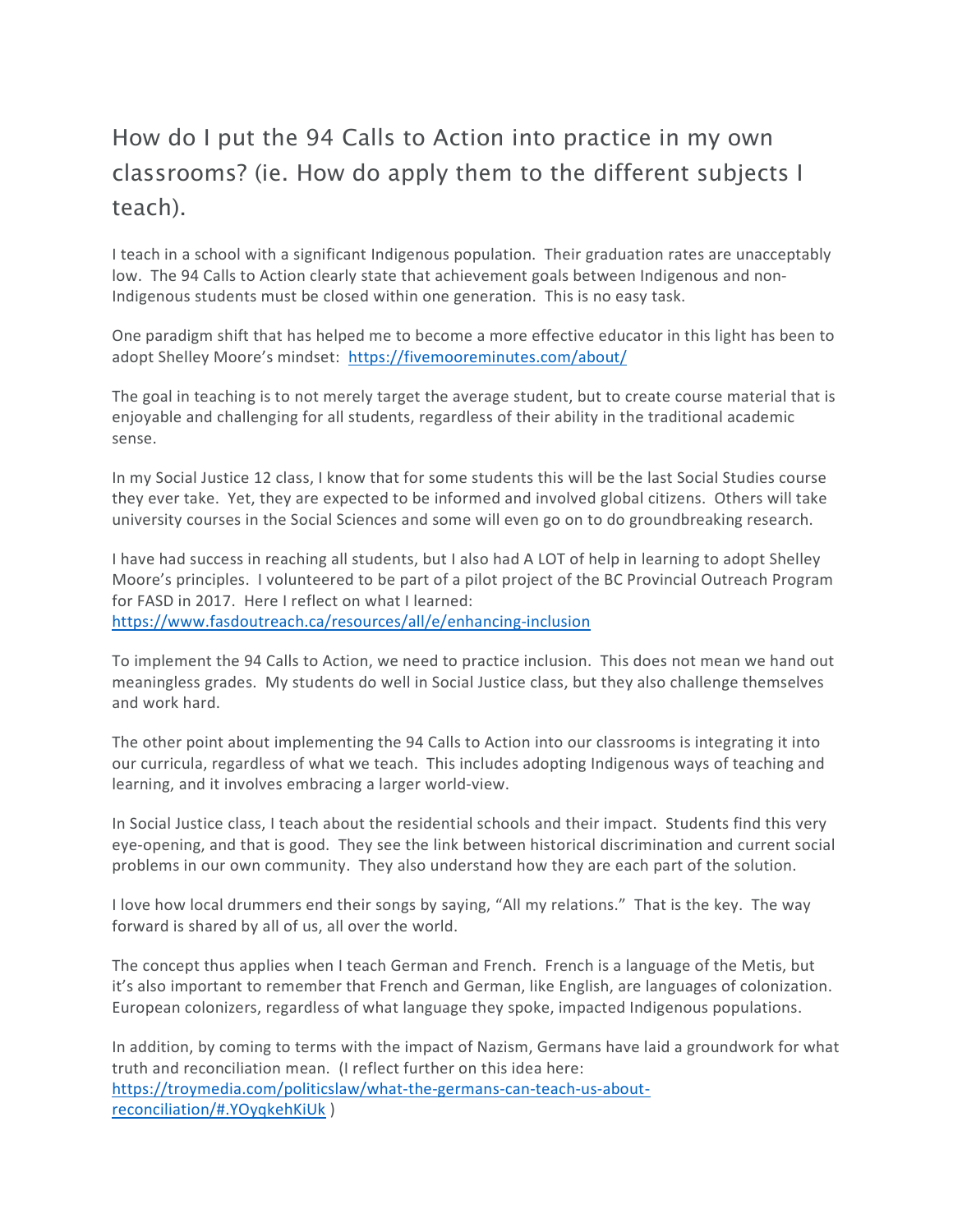# How do I put the 94 Calls to Action into practice in my own classrooms? (ie. How do apply them to the different subjects I teach).

I teach in a school with a significant Indigenous population. Their graduation rates are unacceptably low. The 94 Calls to Action clearly state that achievement goals between Indigenous and non-Indigenous students must be closed within one generation. This is no easy task.

One paradigm shift that has helped me to become a more effective educator in this light has been to adopt Shelley Moore's mindset: https://fivemooreminutes.com/about/

The goal in teaching is to not merely target the average student, but to create course material that is enjoyable and challenging for all students, regardless of their ability in the traditional academic sense.

In my Social Justice 12 class, I know that for some students this will be the last Social Studies course they ever take. Yet, they are expected to be informed and involved global citizens. Others will take university courses in the Social Sciences and some will even go on to do groundbreaking research.

I have had success in reaching all students, but I also had A LOT of help in learning to adopt Shelley Moore's principles. I volunteered to be part of a pilot project of the BC Provincial Outreach Program for FASD in 2017. Here I reflect on what I learned: https://www.fasdoutreach.ca/resources/all/e/enhancing-inclusion

To implement the 94 Calls to Action, we need to practice inclusion. This does not mean we hand out meaningless grades. My students do well in Social Justice class, but they also challenge themselves and work hard.

The other point about implementing the 94 Calls to Action into our classrooms is integrating it into our curricula, regardless of what we teach. This includes adopting Indigenous ways of teaching and learning, and it involves embracing a larger world-view.

In Social Justice class, I teach about the residential schools and their impact. Students find this very eye-opening, and that is good. They see the link between historical discrimination and current social problems in our own community. They also understand how they are each part of the solution.

I love how local drummers end their songs by saying, "All my relations." That is the key. The way forward is shared by all of us, all over the world.

The concept thus applies when I teach German and French. French is a language of the Metis, but it's also important to remember that French and German, like English, are languages of colonization. European colonizers, regardless of what language they spoke, impacted Indigenous populations.

In addition, by coming to terms with the impact of Nazism, Germans have laid a groundwork for what truth and reconciliation mean. (I reflect further on this idea here: https://troymedia.com/politicslaw/what-the-germans-can-teach-us-about-reconciliation/#.YOyqkehKiUk )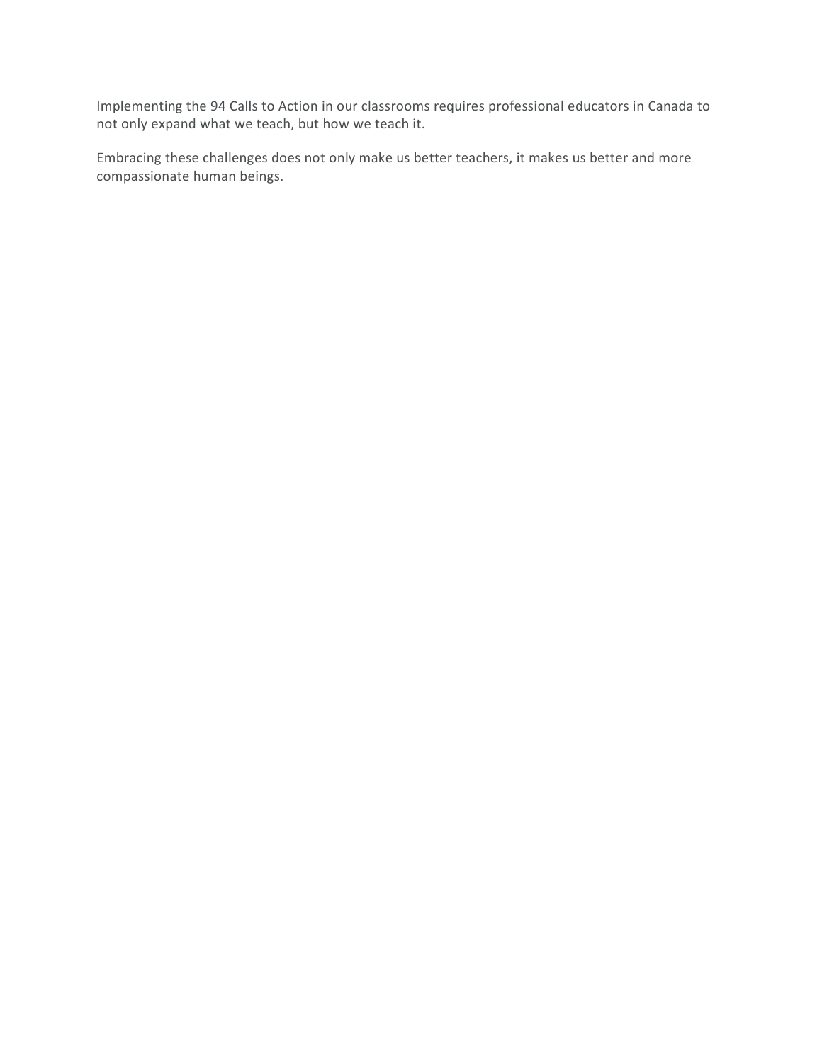Implementing the 94 Calls to Action in our classrooms requires professional educators in Canada to not only expand what we teach, but how we teach it.

Embracing these challenges does not only make us better teachers, it makes us better and more compassionate human beings.